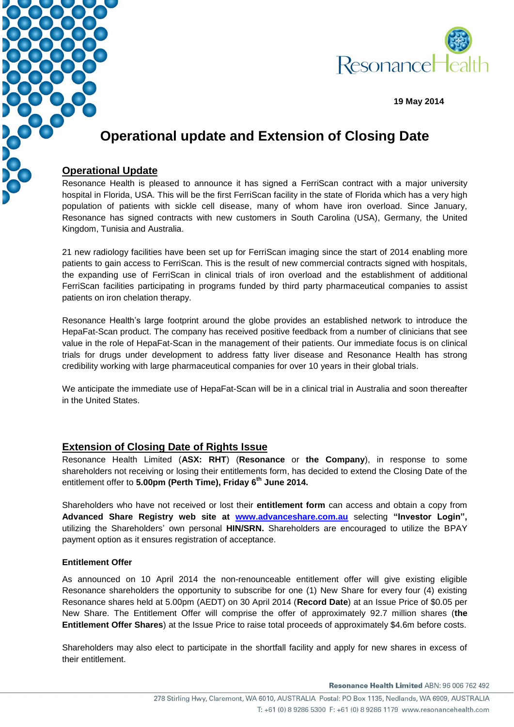19 May 2014

# Operational update and Extension of Closing Date

## Operational Update

Resonance Health is pleased to announce it has signed a FerriScan contract with a major university hospital in Florida, USA. This will be the first FerriScan facility in the state of Florida which has a very high population of patients with sickle cell disease, many of whom have iron overload. Since January, Resonance has signed contracts with new customers in South Carolina (USA), Germany, the United Kingdom, Tunisia and Australia.

21 new radiology facilities have been set up for FerriScan imaging since the start of 2014 enabling more patients to gain access to FerriScan. This is the result of new commercial contracts signed with hospitals, the expanding use of FerriScan in clinical trials of iron overload and the establishment of additional FerriScan facilities participating in programs funded by third party pharmaceutical companies to assist patients on iron chelation therapy.

Resonance Health's large footprint around the globe provides an established network to introduce the HepaFat-Scan product. The company has received positive feedback from a number of clinicians that see value in the role of HepaFat-Scan in the management of their patients. Our immediate focus is on clinical trials for drugs under development to address fatty liver disease and Resonance Health has strong credibility working with large pharmaceutical companies for over 10 years in their global trials.

We anticipate the immediate use of HepaFat-Scan will be in a clinical trial in Australia and soon thereafter in the United States.

## Extension of Closing Date of Rights Issue

Resonance Health Limited (**ASX: RHT**) (**Resonance** or **the Company**), in response to some shareholders not receiving or losing their entitlements form, has decided to extend the Closing Date of the entitlement offer to **5.00pm (Perth Time), Friday 6th June 2014.**

Shareholders who have not received or lost their **entitlement form** can access and obtain a copy from **Advanced Share Registry web site at www.advanceshare.com.au** selecting **"Investor Login"**, utilizing the Shareholders' own personal **HIN/SRN.** Shareholders are encouraged to utilize the BPAY payment option as it ensures registration of acceptance.

### Entitlement Offer

As announced on 10 April 2014 the non-renounceable entitlement offer will give existing eligible Resonance shareholders the opportunity to subscribe for one (1) New Share for every four (4) existing Resonance shares held at 5.00pm (AEDT) on 30 April 2014 (**Record Date**) at an Issue Price of $0.05 per New Share. The Entitlement Offer will comprise the offer of approximately 92.7 million shares (**the Entitlement Offer Shares**) at the Issue Price to raise total proceeds of approximately $4.6m before costs.

Shareholders may also elect to participate in the shortfall facility and apply for new shares in excess of their entitlement.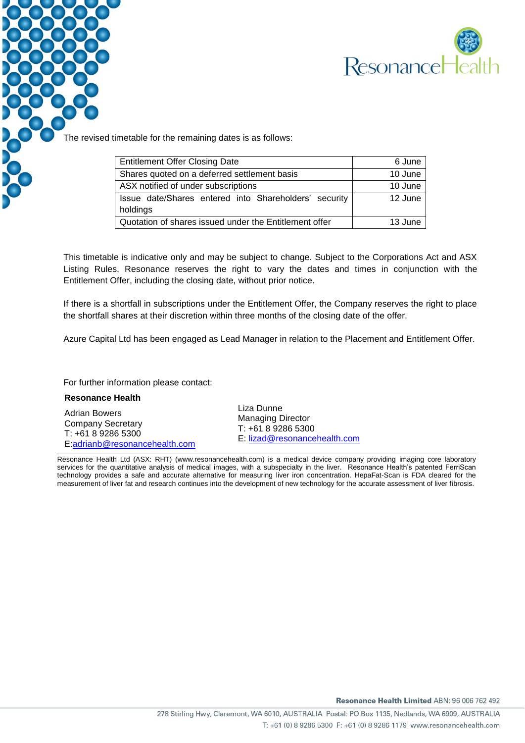The revised timetable for the remaining dates is as follows:

| | |
|---|---|
| Entitlement Offer Closing Date | 6 June |
| Shares quoted on a deferred settlement basis | 10 June |
| ASX notified of under subscriptions | 10 June |
| Issue date/Shares entered into Shareholders' security holdings | 12 June |
| Quotation of shares issued under the Entitlement offer | 13 June |

This timetable is indicative only and may be subject to change. Subject to the Corporations Act and ASX Listing Rules, Resonance reserves the right to vary the dates and times in conjunction with the Entitlement Offer, including the closing date, without prior notice.

If there is a shortfall in subscriptions under the Entitlement Offer, the Company reserves the right to place the shortfall shares at their discretion within three months of the closing date of the offer.

Azure Capital Ltd has been engaged as Lead Manager in relation to the Placement and Entitlement Offer.

For further information please contact:

**Resonance Health**

Adrian Bowers
Company Secretary
T: +61 8 9286 5300
E:adrianb@resonancehealth.com

Liza Dunne
Managing Director
T: +61 8 9286 5300
E: lizad@resonancehealth.com

Resonance Health Ltd (ASX: RHT) (www.resonancehealth.com) is a medical device company providing imaging core laboratory services for the quantitative analysis of medical images, with a subspecialty in the liver. Resonance Health's patented FerriScan technology provides a safe and accurate alternative for measuring liver iron concentration. HepaFat-Scan is FDA cleared for the measurement of liver fat and research continues into the development of new technology for the accurate assessment of liver fibrosis.